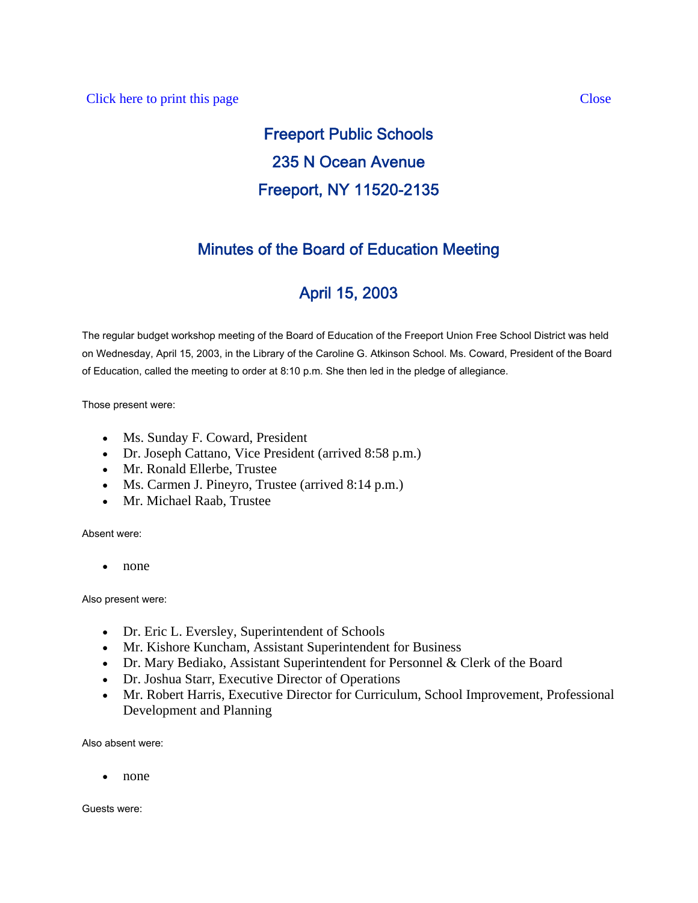Click here to print this page Close

# Freeport Public Schools

## 235 N Ocean Avenue

## Freeport, NY 11520-2135

## Minutes of the Board of Education Meeting

## April 15, 2003

The regular budget workshop meeting of the Board of Education of the Freeport Union Free School District was held on Wednesday, April 15, 2003, in the Library of the Caroline G. Atkinson School. Ms. Coward, President of the Board of Education, called the meeting to order at 8:10 p.m. She then led in the pledge of allegiance.

Those present were:

- Ms. Sunday F. Coward, President
- Dr. Joseph Cattano, Vice President (arrived 8:58 p.m.)
- Mr. Ronald Ellerbe, Trustee
- Ms. Carmen J. Pineyro, Trustee (arrived 8:14 p.m.)
- Mr. Michael Raab, Trustee

Absent were:

- none

Also present were:

- Dr. Eric L. Eversley, Superintendent of Schools
- Mr. Kishore Kuncham, Assistant Superintendent for Business
- Dr. Mary Bediako, Assistant Superintendent for Personnel & Clerk of the Board
- Dr. Joshua Starr, Executive Director of Operations
- Mr. Robert Harris, Executive Director for Curriculum, School Improvement, Professional Development and Planning

Also absent were:

- none

Guests were: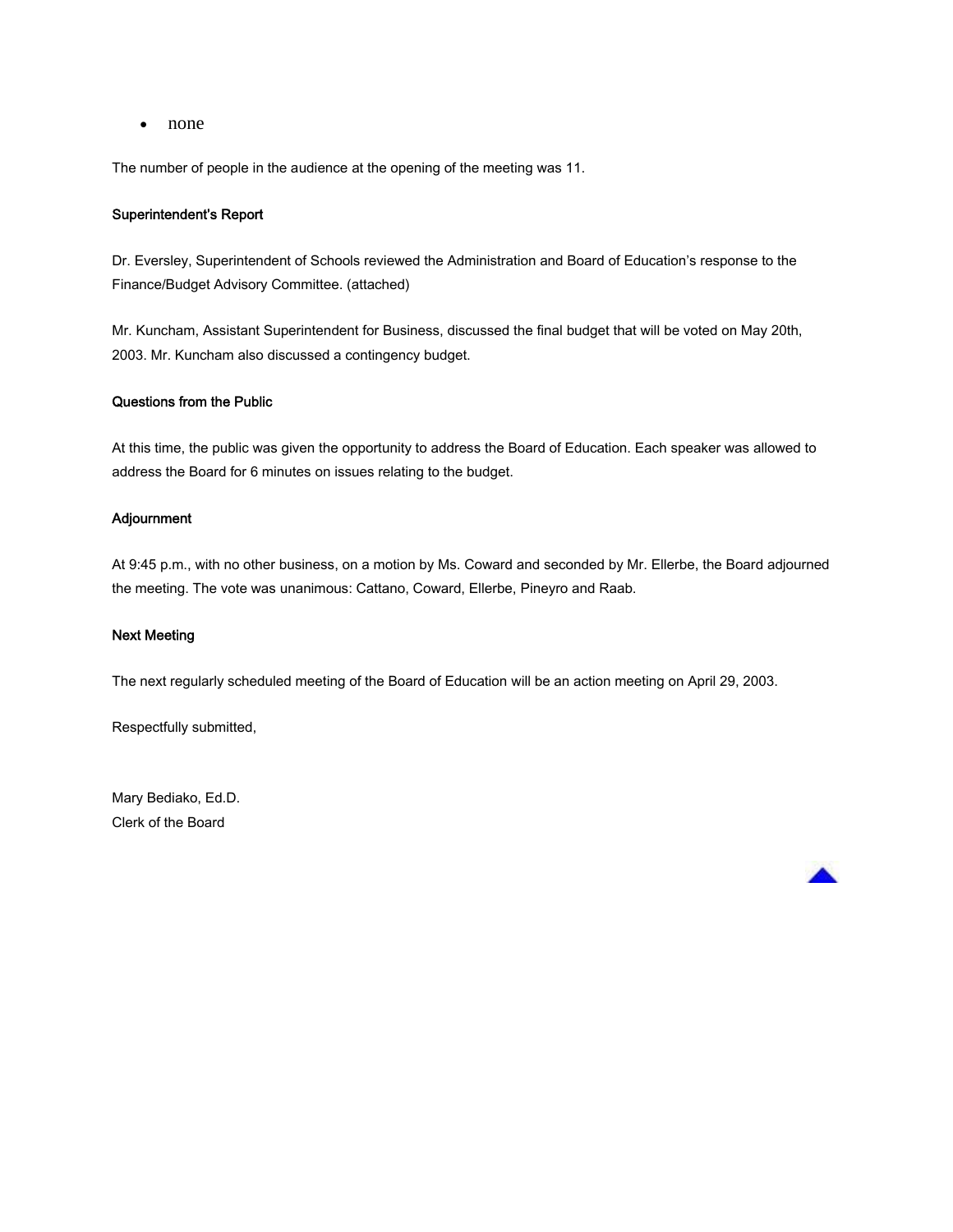- none

The number of people in the audience at the opening of the meeting was 11.

**Superintendent's Report**

Dr. Eversley, Superintendent of Schools reviewed the Administration and Board of Education's response to the Finance/Budget Advisory Committee. (attached)

Mr. Kuncham, Assistant Superintendent for Business, discussed the final budget that will be voted on May 20th, 2003. Mr. Kuncham also discussed a contingency budget.

**Questions from the Public**

At this time, the public was given the opportunity to address the Board of Education. Each speaker was allowed to address the Board for 6 minutes on issues relating to the budget.

**Adjournment**

At 9:45 p.m., with no other business, on a motion by Ms. Coward and seconded by Mr. Ellerbe, the Board adjourned the meeting. The vote was unanimous: Cattano, Coward, Ellerbe, Pineyro and Raab.

**Next Meeting**

The next regularly scheduled meeting of the Board of Education will be an action meeting on April 29, 2003.

Respectfully submitted,

Mary Bediako, Ed.D.
Clerk of the Board